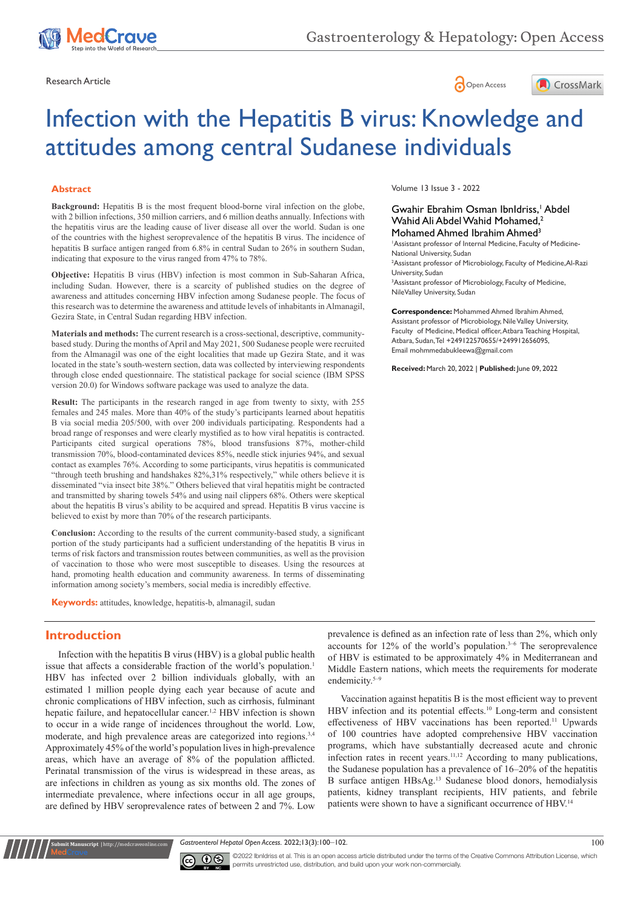Research Article

Open Access

# Infection with the Hepatitis B virus: Knowledge and attitudes among central Sudanese individuals

## Abstract

**Background:** Hepatitis B is the most frequent blood-borne viral infection on the globe, with 2 billion infections, 350 million carriers, and 6 million deaths annually. Infections with the hepatitis virus are the leading cause of liver disease all over the world. Sudan is one of the countries with the highest seroprevalence of the hepatitis B virus. The incidence of hepatitis B surface antigen ranged from 6.8% in central Sudan to 26% in southern Sudan, indicating that exposure to the virus ranged from 47% to 78%.

**Objective:** Hepatitis B virus (HBV) infection is most common in Sub-Saharan Africa, including Sudan. However, there is a scarcity of published studies on the degree of awareness and attitudes concerning HBV infection among Sudanese people. The focus of this research was to determine the awareness and attitude levels of inhabitants in Almanagil, Gezira State, in Central Sudan regarding HBV infection.

**Materials and methods:** The current research is a cross-sectional, descriptive, community-based study. During the months of April and May 2021, 500 Sudanese people were recruited from the Almanagil was one of the eight localities that made up Gezira State, and it was located in the state's south-western section, data was collected by interviewing respondents through close ended questionnaire. The statistical package for social science (IBM SPSS version 20.0) for Windows software package was used to analyze the data.

**Result:** The participants in the research ranged in age from twenty to sixty, with 255 females and 245 males. More than 40% of the study's participants learned about hepatitis B via social media 205/500, with over 200 individuals participating. Respondents had a broad range of responses and were clearly mystified as to how viral hepatitis is contracted. Participants cited surgical operations 78%, blood transfusions 87%, mother-child transmission 70%, blood-contaminated devices 85%, needle stick injuries 94%, and sexual contact as examples 76%. According to some participants, virus hepatitis is communicated "through teeth brushing and handshakes 82%,31% respectively," while others believe it is disseminated "via insect bite 38%." Others believed that viral hepatitis might be contracted and transmitted by sharing towels 54% and using nail clippers 68%. Others were skeptical about the hepatitis B virus's ability to be acquired and spread. Hepatitis B virus vaccine is believed to exist by more than 70% of the research participants.

**Conclusion:** According to the results of the current community-based study, a significant portion of the study participants had a sufficient understanding of the hepatitis B virus in terms of risk factors and transmission routes between communities, as well as the provision of vaccination to those who were most susceptible to diseases. Using the resources at hand, promoting health education and community awareness. In terms of disseminating information among society's members, social media is incredibly effective.

**Keywords:** attitudes, knowledge, hepatitis-b, almanagil, sudan

Gwahir Ebrahim Osman IbnIdriss,[1] Abdel Wahid Ali Abdel Wahid Mohamed,[2] Mohamed Ahmed Ibrahim Ahmed[3]

[1]Assistant professor of Internal Medicine, Faculty of Medicine-National University, Sudan

[2]Assistant professor of Microbiology, Faculty of Medicine, Al-Razi University, Sudan

[3]Assistant professor of Microbiology, Faculty of Medicine, NileValley University, Sudan

**Correspondence:** Mohammed Ahmed Ibrahim Ahmed, Assistant professor of Microbiology, Nile Valley University, Faculty of Medicine, Medical officer, Atbara Teaching Hospital, Atbara, Sudan, Tel +249122570655/+249912656095, Email mohmmedabukleewa@gmail.com

**Received:** March 20, 2022 | **Published:** June 09, 2022

## Introduction

Infection with the hepatitis B virus (HBV) is a global public health issue that affects a considerable fraction of the world's population.[1] HBV has infected over 2 billion individuals globally, with an estimated 1 million people dying each year because of acute and chronic complications of HBV infection, such as cirrhosis, fulminant hepatic failure, and hepatocellular cancer.[1,2] HBV infection is shown to occur in a wide range of incidences throughout the world. Low, moderate, and high prevalence areas are categorized into regions.[3,4] Approximately 45% of the world's population lives in high-prevalence areas, which have an average of 8% of the population afflicted. Perinatal transmission of the virus is widespread in these areas, as are infections in children as young as six months old. The zones of intermediate prevalence, where infections occur in all age groups, are defined by HBV seroprevalence rates of between 2 and 7%. Low prevalence is defined as an infection rate of less than 2%, which only accounts for 12% of the world's population.[3–6] The seroprevalence of HBV is estimated to be approximately 4% in Mediterranean and Middle Eastern nations, which meets the requirements for moderate endemicity.[5–9]

Vaccination against hepatitis B is the most efficient way to prevent HBV infection and its potential effects.[10] Long-term and consistent effectiveness of HBV vaccinations has been reported.[11] Upwards of 100 countries have adopted comprehensive HBV vaccination programs, which have substantially decreased acute and chronic infection rates in recent years.[11,12] According to many publications, the Sudanese population has a prevalence of 16–20% of the hepatitis B surface antigen HBsAg.[13] Sudanese blood donors, hemodialysis patients, kidney transplant recipients, HIV patients, and febrile patients were shown to have a significant occurrence of HBV.[14]

©2022 Ibnldriss et al. This is an open access article distributed under the terms of the Creative Commons Attribution License, which permits unrestricted use, distribution, and build upon your work non-commercially.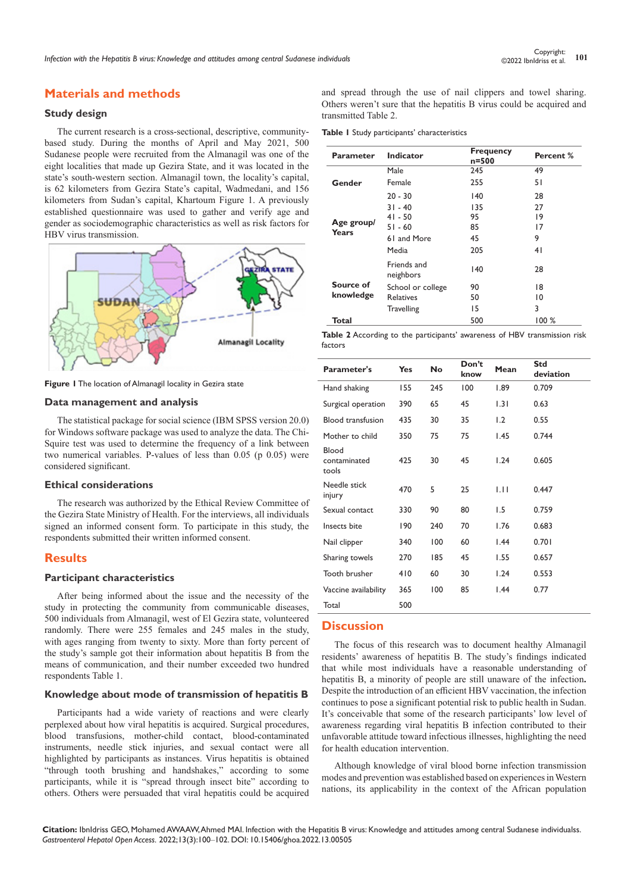## Materials and methods

### Study design

The current research is a cross-sectional, descriptive, community-based study. During the months of April and May 2021, 500 Sudanese people were recruited from the Almanagil was one of the eight localities that made up Gezira State, and it was located in the state's south-western section. Almanagil town, the locality's capital, is 62 kilometers from Gezira State's capital, Wadmedani, and 156 kilometers from Sudan's capital, Khartoum Figure 1. A previously established questionnaire was used to gather and verify age and gender as sociodemographic characteristics as well as risk factors for HBV virus transmission.

**Figure 1** The location of Almanagil locality in Gezira state

### Data management and analysis

The statistical package for social science (IBM SPSS version 20.0) for Windows software package was used to analyze the data. The Chi-Squire test was used to determine the frequency of a link between two numerical variables. P-values of less than 0.05 (p 0.05) were considered significant.

### Ethical considerations

The research was authorized by the Ethical Review Committee of the Gezira State Ministry of Health. For the interviews, all individuals signed an informed consent form. To participate in this study, the respondents submitted their written informed consent.

## Results

### Participant characteristics

After being informed about the issue and the necessity of the study in protecting the community from communicable diseases, 500 individuals from Almanagil, west of El Gezira state, volunteered randomly. There were 255 females and 245 males in the study, with ages ranging from twenty to sixty. More than forty percent of the study's sample got their information about hepatitis B from the means of communication, and their number exceeded two hundred respondents Table 1.

### Knowledge about mode of transmission of hepatitis B

Participants had a wide variety of reactions and were clearly perplexed about how viral hepatitis is acquired. Surgical procedures, blood transfusions, mother-child contact, blood-contaminated instruments, needle stick injuries, and sexual contact were all highlighted by participants as instances. Virus hepatitis is obtained "through tooth brushing and handshakes," according to some participants, while it is "spread through insect bite" according to others. Others were persuaded that viral hepatitis could be acquired and spread through the use of nail clippers and towel sharing. Others weren't sure that the hepatitis B virus could be acquired and transmitted Table 2.

**Table 1** Study participants' characteristics

| Parameter | Indicator | Frequency n=500 | Percent % |
|---|---|---|---|
| Gender | Male | 245 | 49 |
| | Female | 255 | 51 |
| Age group/ Years | 20 - 30 | 140 | 28 |
| | 31 - 40 | 135 | 27 |
| | 41 - 50 | 95 | 19 |
| | 51 - 60 | 85 | 17 |
| | 61 and More | 45 | 9 |
| Source of knowledge | Media | 205 | 41 |
| | Friends and neighbors | 140 | 28 |
| | School or college | 90 | 18 |
| | Relatives | 50 | 10 |
| | Travelling | 15 | 3 |
| Total | | 500 | 100 % |

**Table 2** According to the participants' awareness of HBV transmission risk factors

| Parameter's | Yes | No | Don't know | Mean | Std deviation |
|---|---|---|---|---|---|
| Hand shaking | 155 | 245 | 100 | 1.89 | 0.709 |
| Surgical operation | 390 | 65 | 45 | 1.31 | 0.63 |
| Blood transfusion | 435 | 30 | 35 | 1.2 | 0.55 |
| Mother to child | 350 | 75 | 75 | 1.45 | 0.744 |
| Blood contaminated tools | 425 | 30 | 45 | 1.24 | 0.605 |
| Needle stick injury | 470 | 5 | 25 | 1.11 | 0.447 |
| Sexual contact | 330 | 90 | 80 | 1.5 | 0.759 |
| Insects bite | 190 | 240 | 70 | 1.76 | 0.683 |
| Nail clipper | 340 | 100 | 60 | 1.44 | 0.701 |
| Sharing towels | 270 | 185 | 45 | 1.55 | 0.657 |
| Tooth brusher | 410 | 60 | 30 | 1.24 | 0.553 |
| Vaccine availability | 365 | 100 | 85 | 1.44 | 0.77 |
| Total | 500 | | | | |

## Discussion

The focus of this research was to document healthy Almanagil residents' awareness of hepatitis B. The study's findings indicated that while most individuals have a reasonable understanding of hepatitis B, a minority of people are still unaware of the infection**.** Despite the introduction of an efficient HBV vaccination, the infection continues to pose a significant potential risk to public health in Sudan. It's conceivable that some of the research participants' low level of awareness regarding viral hepatitis B infection contributed to their unfavorable attitude toward infectious illnesses, highlighting the need for health education intervention.

Although knowledge of viral blood borne infection transmission modes and prevention was established based on experiences in Western nations, its applicability in the context of the African population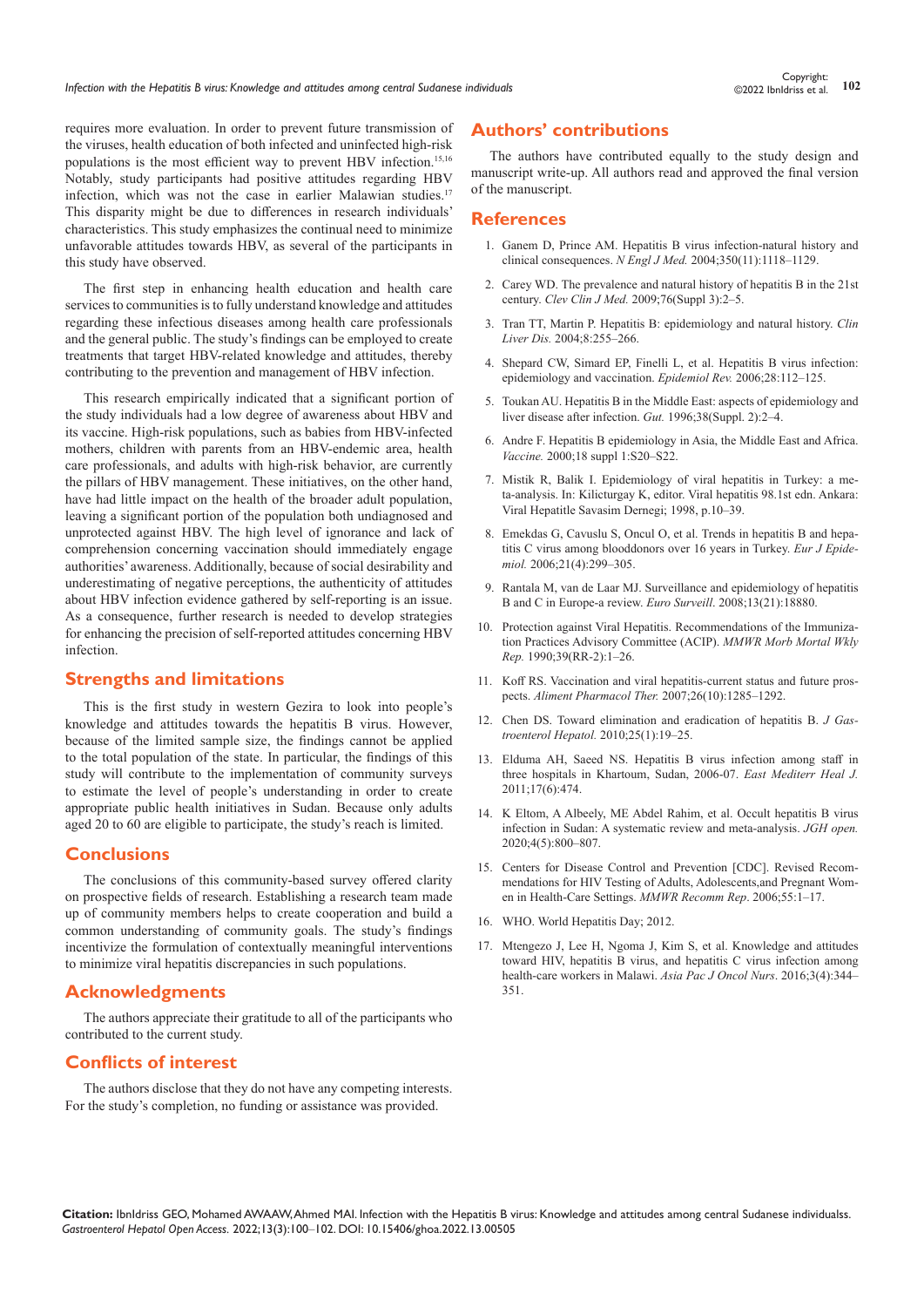requires more evaluation. In order to prevent future transmission of the viruses, health education of both infected and uninfected high-risk populations is the most efficient way to prevent HBV infection.[15,16] Notably, study participants had positive attitudes regarding HBV infection, which was not the case in earlier Malawian studies.[17] This disparity might be due to differences in research individuals' characteristics. This study emphasizes the continual need to minimize unfavorable attitudes towards HBV, as several of the participants in this study have observed.

The first step in enhancing health education and health care services to communities is to fully understand knowledge and attitudes regarding these infectious diseases among health care professionals and the general public. The study's findings can be employed to create treatments that target HBV-related knowledge and attitudes, thereby contributing to the prevention and management of HBV infection.

This research empirically indicated that a significant portion of the study individuals had a low degree of awareness about HBV and its vaccine. High-risk populations, such as babies from HBV-infected mothers, children with parents from an HBV-endemic area, health care professionals, and adults with high-risk behavior, are currently the pillars of HBV management. These initiatives, on the other hand, have had little impact on the health of the broader adult population, leaving a significant portion of the population both undiagnosed and unprotected against HBV. The high level of ignorance and lack of comprehension concerning vaccination should immediately engage authorities' awareness. Additionally, because of social desirability and underestimating of negative perceptions, the authenticity of attitudes about HBV infection evidence gathered by self-reporting is an issue. As a consequence, further research is needed to develop strategies for enhancing the precision of self-reported attitudes concerning HBV infection.

## Strengths and limitations

This is the first study in western Gezira to look into people's knowledge and attitudes towards the hepatitis B virus. However, because of the limited sample size, the findings cannot be applied to the total population of the state. In particular, the findings of this study will contribute to the implementation of community surveys to estimate the level of people's understanding in order to create appropriate public health initiatives in Sudan. Because only adults aged 20 to 60 are eligible to participate, the study's reach is limited.

## Conclusions

The conclusions of this community-based survey offered clarity on prospective fields of research. Establishing a research team made up of community members helps to create cooperation and build a common understanding of community goals. The study's findings incentivize the formulation of contextually meaningful interventions to minimize viral hepatitis discrepancies in such populations.

## Acknowledgments

The authors appreciate their gratitude to all of the participants who contributed to the current study.

## Conflicts of interest

The authors disclose that they do not have any competing interests. For the study's completion, no funding or assistance was provided.

## Authors' contributions

The authors have contributed equally to the study design and manuscript write-up. All authors read and approved the final version of the manuscript.

## References

1. Ganem D, Prince AM. Hepatitis B virus infection-natural history and clinical consequences. *N Engl J Med.* 2004;350(11):1118–1129.
2. Carey WD. The prevalence and natural history of hepatitis B in the 21st century. *Clev Clin J Med.* 2009;76(Suppl 3):2–5.
3. Tran TT, Martin P. Hepatitis B: epidemiology and natural history. *Clin Liver Dis.* 2004;8:255–266.
4. Shepard CW, Simard EP, Finelli L, et al. Hepatitis B virus infection: epidemiology and vaccination. *Epidemiol Rev.* 2006;28:112–125.
5. Toukan AU. Hepatitis B in the Middle East: aspects of epidemiology and liver disease after infection. *Gut.* 1996;38(Suppl. 2):2–4.
6. Andre F. Hepatitis B epidemiology in Asia, the Middle East and Africa. *Vaccine.* 2000;18 suppl 1:S20–S22.
7. Mistik R, Balik I. Epidemiology of viral hepatitis in Turkey: a meta-analysis. In: Kilicturgay K, editor. Viral hepatitis 98.1st edn. Ankara: Viral Hepatitle Savasim Dernegi; 1998, p.10–39.
8. Emekdas G, Cavuslu S, Oncul O, et al. Trends in hepatitis B and hepatitis C virus among blooddonors over 16 years in Turkey. *Eur J Epidemiol.* 2006;21(4):299–305.
9. Rantala M, van de Laar MJ. Surveillance and epidemiology of hepatitis B and C in Europe-a review. *Euro Surveill*. 2008;13(21):18880.
10. Protection against Viral Hepatitis. Recommendations of the Immunization Practices Advisory Committee (ACIP). *MMWR Morb Mortal Wkly Rep.* 1990;39(RR-2):1–26.
11. Koff RS. Vaccination and viral hepatitis-current status and future prospects. *Aliment Pharmacol Ther.* 2007;26(10):1285–1292.
12. Chen DS. Toward elimination and eradication of hepatitis B. *J Gastroenterol Hepatol.* 2010;25(1):19–25.
13. Elduma AH, Saeed NS. Hepatitis B virus infection among staff in three hospitals in Khartoum, Sudan, 2006-07. *East Mediterr Heal J.* 2011;17(6):474.
14. K Eltom, A Albeely, ME Abdel Rahim, et al. Occult hepatitis B virus infection in Sudan: A systematic review and meta-analysis. *JGH open.* 2020;4(5):800–807.
15. Centers for Disease Control and Prevention [CDC]. Revised Recommendations for HIV Testing of Adults, Adolescents,and Pregnant Women in Health-Care Settings. *MMWR Recomm Rep*. 2006;55:1–17.
16. WHO. World Hepatitis Day; 2012.
17. Mtengezo J, Lee H, Ngoma J, Kim S, et al. Knowledge and attitudes toward HIV, hepatitis B virus, and hepatitis C virus infection among health-care workers in Malawi. *Asia Pac J Oncol Nurs*. 2016;3(4):344–351.